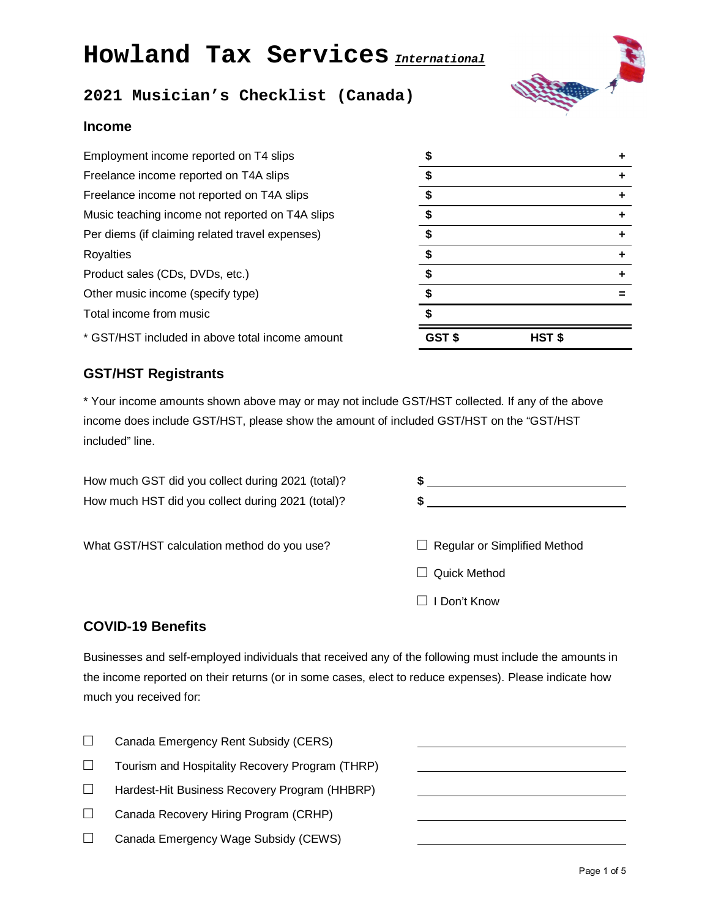# Howland Tax Services *International*

## 2021 Musician's Checklist (Canada)

### Income

| | | |
|---|---|---|
| Employment income reported on T4 slips | **$** | **+** |
| Freelance income reported on T4A slips | **$** | **+** |
| Freelance income not reported on T4A slips | **$** | **+** |
| Music teaching income not reported on T4A slips | **$** | **+** |
| Per diems (if claiming related travel expenses) | **$** | **+** |
| Royalties | **$** | **+** |
| Product sales (CDs, DVDs, etc.) | **$** | **+** |
| Other music income (specify type) | **$** | **=** |
| Total income from music | **$** | |
| * GST/HST included in above total income amount | **GST $** | **HST $** |

### GST/HST Registrants

* Your income amounts shown above may or may not include GST/HST collected. If any of the above income does include GST/HST, please show the amount of included GST/HST on the "GST/HST included" line.

How much GST did you collect during 2021 (total)? **$** ______________________

How much HST did you collect during 2021 (total)? **$** ______________________

What GST/HST calculation method do you use?

☐ Regular or Simplified Method

☐ Quick Method

☐ I Don't Know

### COVID-19 Benefits

Businesses and self-employed individuals that received any of the following must include the amounts in the income reported on their returns (or in some cases, elect to reduce expenses). Please indicate how much you received for:

☐ Canada Emergency Rent Subsidy (CERS) ______________________

☐ Tourism and Hospitality Recovery Program (THRP) ______________________

☐ Hardest-Hit Business Recovery Program (HHBRP) ______________________

☐ Canada Recovery Hiring Program (CRHP) ______________________

☐ Canada Emergency Wage Subsidy (CEWS) ______________________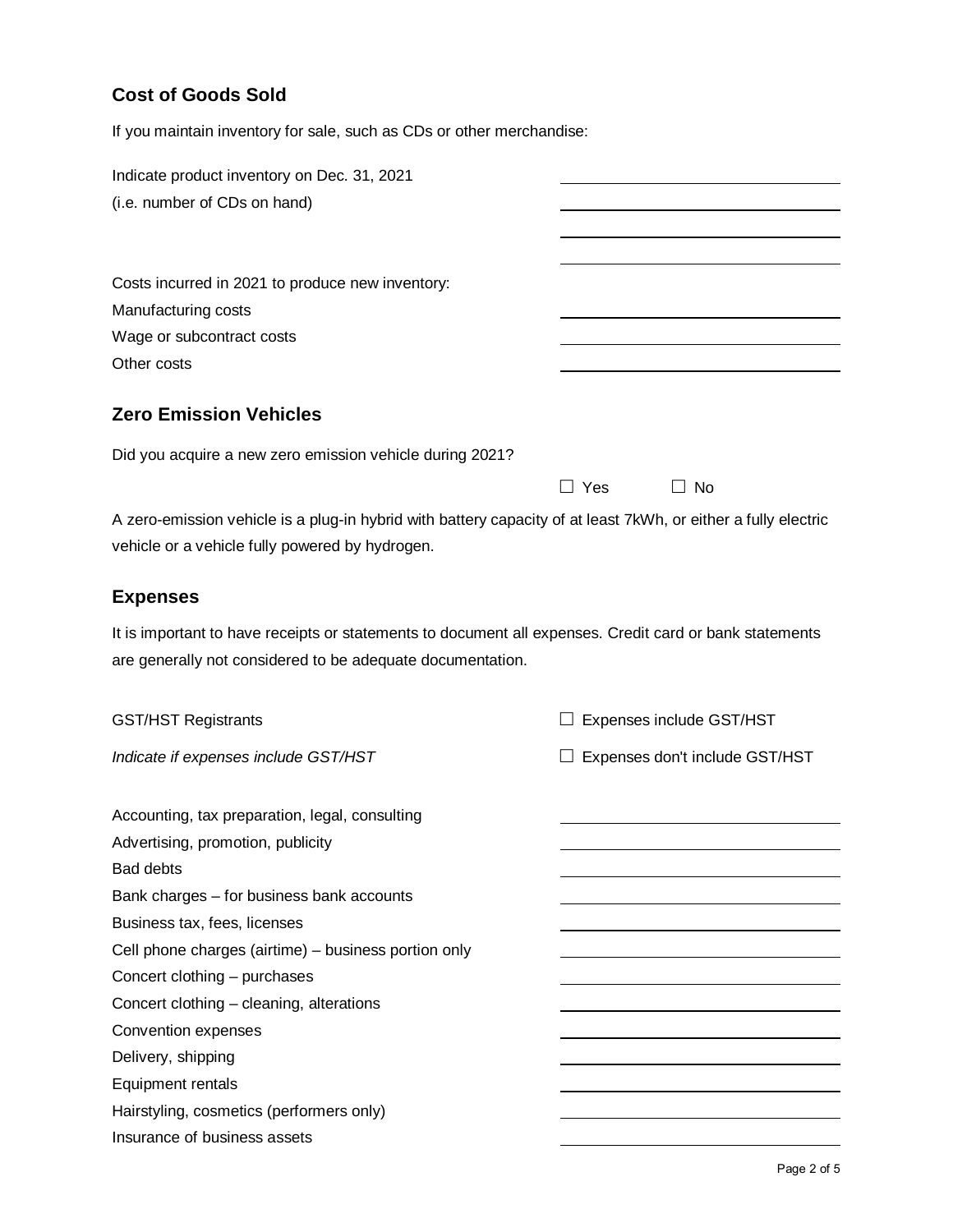## Cost of Goods Sold

If you maintain inventory for sale, such as CDs or other merchandise:

Indicate product inventory on Dec. 31, 2021
(i.e. number of CDs on hand) ____________________

Costs incurred in 2021 to produce new inventory:

| | |
|---|---|
| Manufacturing costs | ____________________ |
| Wage or subcontract costs | ____________________ |
| Other costs | ____________________ |

## Zero Emission Vehicles

Did you acquire a new zero emission vehicle during 2021?

☐ Yes ☐ No

A zero-emission vehicle is a plug-in hybrid with battery capacity of at least 7kWh, or either a fully electric vehicle or a vehicle fully powered by hydrogen.

## Expenses

It is important to have receipts or statements to document all expenses. Credit card or bank statements are generally not considered to be adequate documentation.

GST/HST Registrants

*Indicate if expenses include GST/HST*

☐ Expenses include GST/HST
☐ Expenses don't include GST/HST

| | |
|---|---|
| Accounting, tax preparation, legal, consulting | ____________________ |
| Advertising, promotion, publicity | ____________________ |
| Bad debts | ____________________ |
| Bank charges – for business bank accounts | ____________________ |
| Business tax, fees, licenses | ____________________ |
| Cell phone charges (airtime) – business portion only | ____________________ |
| Concert clothing – purchases | ____________________ |
| Concert clothing – cleaning, alterations | ____________________ |
| Convention expenses | ____________________ |
| Delivery, shipping | ____________________ |
| Equipment rentals | ____________________ |
| Hairstyling, cosmetics (performers only) | ____________________ |
| Insurance of business assets | ____________________ |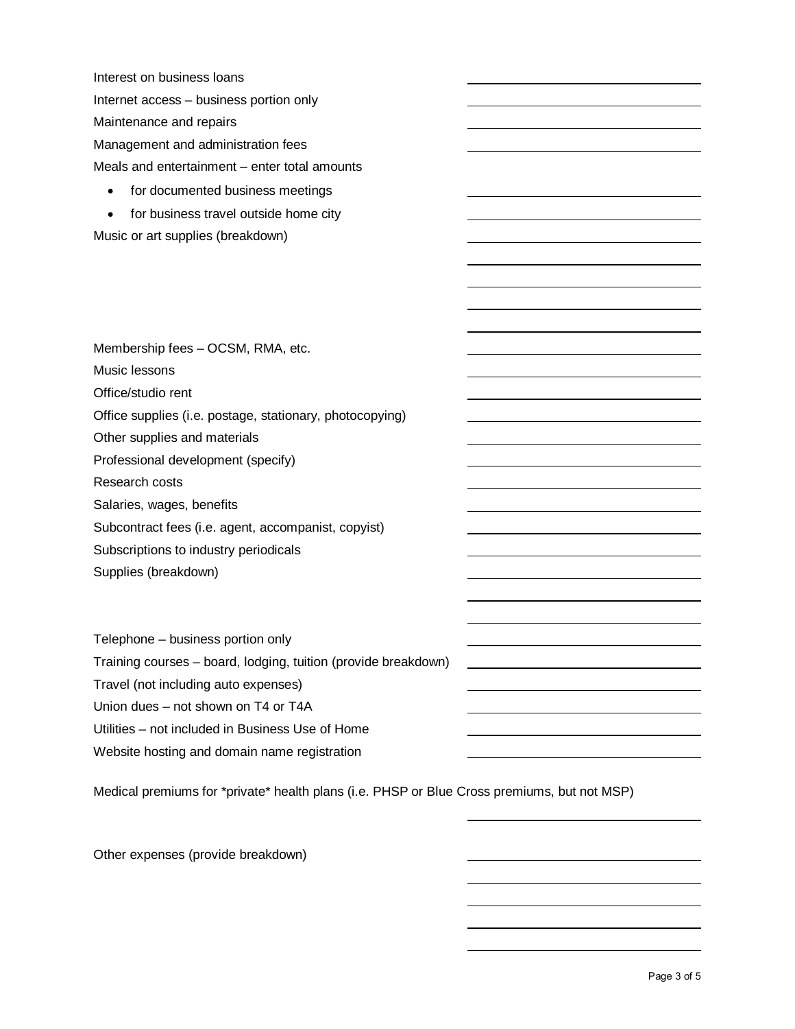Interest on business loans \_\_\_\_\_\_\_\_\_\_

Internet access – business portion only \_\_\_\_\_\_\_\_\_\_

Maintenance and repairs \_\_\_\_\_\_\_\_\_\_

Management and administration fees \_\_\_\_\_\_\_\_\_\_

Meals and entertainment – enter total amounts

- for documented business meetings \_\_\_\_\_\_\_\_\_\_
- for business travel outside home city \_\_\_\_\_\_\_\_\_\_

Music or art supplies (breakdown) \_\_\_\_\_\_\_\_\_\_

Membership fees – OCSM, RMA, etc. \_\_\_\_\_\_\_\_\_\_

Music lessons \_\_\_\_\_\_\_\_\_\_

Office/studio rent \_\_\_\_\_\_\_\_\_\_

Office supplies (i.e. postage, stationary, photocopying) \_\_\_\_\_\_\_\_\_\_

Other supplies and materials \_\_\_\_\_\_\_\_\_\_

Professional development (specify) \_\_\_\_\_\_\_\_\_\_

Research costs \_\_\_\_\_\_\_\_\_\_

Salaries, wages, benefits \_\_\_\_\_\_\_\_\_\_

Subcontract fees (i.e. agent, accompanist, copyist) \_\_\_\_\_\_\_\_\_\_

Subscriptions to industry periodicals \_\_\_\_\_\_\_\_\_\_

Supplies (breakdown) \_\_\_\_\_\_\_\_\_\_

Telephone – business portion only \_\_\_\_\_\_\_\_\_\_

Training courses – board, lodging, tuition (provide breakdown) \_\_\_\_\_\_\_\_\_\_

Travel (not including auto expenses) \_\_\_\_\_\_\_\_\_\_

Union dues – not shown on T4 or T4A \_\_\_\_\_\_\_\_\_\_

Utilities – not included in Business Use of Home \_\_\_\_\_\_\_\_\_\_

Website hosting and domain name registration \_\_\_\_\_\_\_\_\_\_

Medical premiums for *private* health plans (i.e. PHSP or Blue Cross premiums, but not MSP)

\_\_\_\_\_\_\_\_\_\_

Other expenses (provide breakdown) \_\_\_\_\_\_\_\_\_\_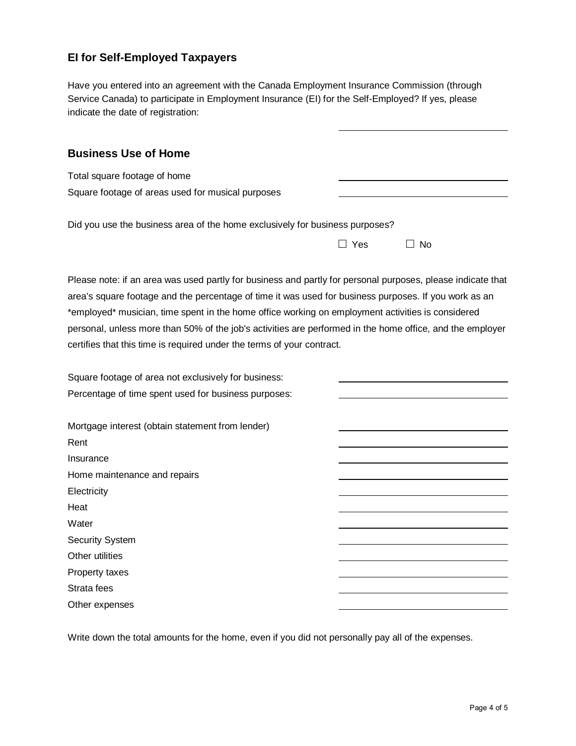## EI for Self-Employed Taxpayers

Have you entered into an agreement with the Canada Employment Insurance Commission (through Service Canada) to participate in Employment Insurance (EI) for the Self-Employed? If yes, please indicate the date of registration:

\_\_\_\_\_\_\_\_\_\_\_\_\_\_\_\_\_\_\_\_\_\_\_\_\_\_\_\_\_\_

## Business Use of Home

| | |
|---|---|
| Total square footage of home | \_\_\_\_\_\_\_\_\_\_\_\_\_\_\_\_\_\_\_\_ |
| Square footage of areas used for musical purposes | \_\_\_\_\_\_\_\_\_\_\_\_\_\_\_\_\_\_\_\_ |

Did you use the business area of the home exclusively for business purposes?

☐ Yes ☐ No

Please note: if an area was used partly for business and partly for personal purposes, please indicate that area's square footage and the percentage of time it was used for business purposes. If you work as an *employed* musician, time spent in the home office working on employment activities is considered personal, unless more than 50% of the job's activities are performed in the home office, and the employer certifies that this time is required under the terms of your contract.

| | |
|---|---|
| Square footage of area not exclusively for business: | \_\_\_\_\_\_\_\_\_\_\_\_\_\_\_\_\_\_\_\_ |
| Percentage of time spent used for business purposes: | \_\_\_\_\_\_\_\_\_\_\_\_\_\_\_\_\_\_\_\_ |

| | |
|---|---|
| Mortgage interest (obtain statement from lender) | \_\_\_\_\_\_\_\_\_\_\_\_\_\_\_\_\_\_\_\_ |
| Rent | \_\_\_\_\_\_\_\_\_\_\_\_\_\_\_\_\_\_\_\_ |
| Insurance | \_\_\_\_\_\_\_\_\_\_\_\_\_\_\_\_\_\_\_\_ |
| Home maintenance and repairs | \_\_\_\_\_\_\_\_\_\_\_\_\_\_\_\_\_\_\_\_ |
| Electricity | \_\_\_\_\_\_\_\_\_\_\_\_\_\_\_\_\_\_\_\_ |
| Heat | \_\_\_\_\_\_\_\_\_\_\_\_\_\_\_\_\_\_\_\_ |
| Water | \_\_\_\_\_\_\_\_\_\_\_\_\_\_\_\_\_\_\_\_ |
| Security System | \_\_\_\_\_\_\_\_\_\_\_\_\_\_\_\_\_\_\_\_ |
| Other utilities | \_\_\_\_\_\_\_\_\_\_\_\_\_\_\_\_\_\_\_\_ |
| Property taxes | \_\_\_\_\_\_\_\_\_\_\_\_\_\_\_\_\_\_\_\_ |
| Strata fees | \_\_\_\_\_\_\_\_\_\_\_\_\_\_\_\_\_\_\_\_ |
| Other expenses | \_\_\_\_\_\_\_\_\_\_\_\_\_\_\_\_\_\_\_\_ |

Write down the total amounts for the home, even if you did not personally pay all of the expenses.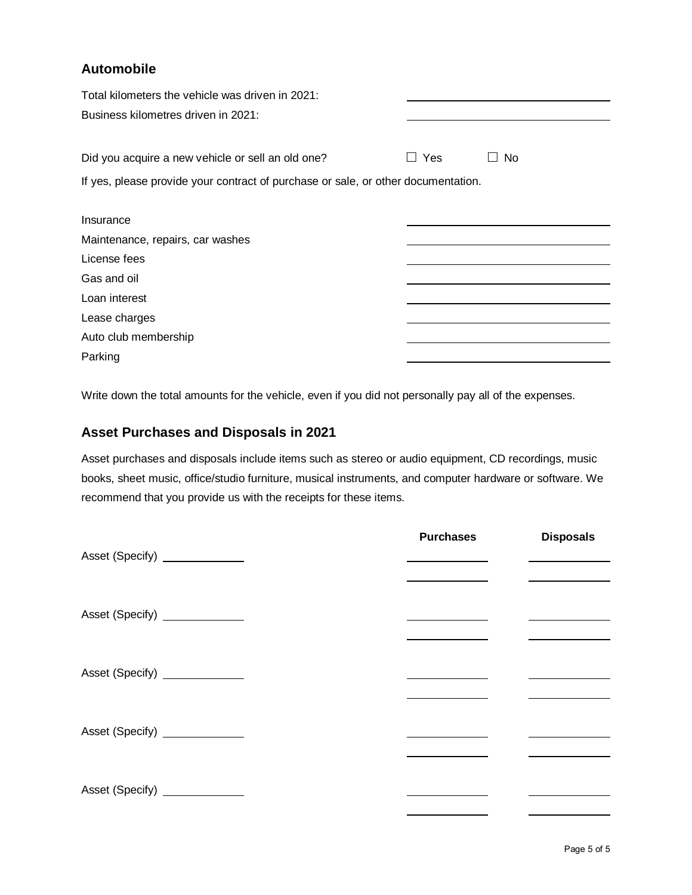## Automobile

| | |
|---|---|
| Total kilometers the vehicle was driven in 2021: | ______________ |
| Business kilometres driven in 2021: | ______________ |

Did you acquire a new vehicle or sell an old one? ☐ Yes ☐ No

If yes, please provide your contract of purchase or sale, or other documentation.

| | |
|---|---|
| Insurance | ______________ |
| Maintenance, repairs, car washes | ______________ |
| License fees | ______________ |
| Gas and oil | ______________ |
| Loan interest | ______________ |
| Lease charges | ______________ |
| Auto club membership | ______________ |
| Parking | ______________ |

Write down the total amounts for the vehicle, even if you did not personally pay all of the expenses.

## Asset Purchases and Disposals in 2021

Asset purchases and disposals include items such as stereo or audio equipment, CD recordings, music books, sheet music, office/studio furniture, musical instruments, and computer hardware or software. We recommend that you provide us with the receipts for these items.

| | Purchases | Disposals |
|---|---|---|
| Asset (Specify) ______________ | ______________ | ______________ |
| | ______________ | ______________ |
| Asset (Specify) ______________ | ______________ | ______________ |
| | ______________ | ______________ |
| Asset (Specify) ______________ | ______________ | ______________ |
| | ______________ | ______________ |
| Asset (Specify) ______________ | ______________ | ______________ |
| | ______________ | ______________ |
| Asset (Specify) ______________ | ______________ | ______________ |
| | ______________ | ______________ |